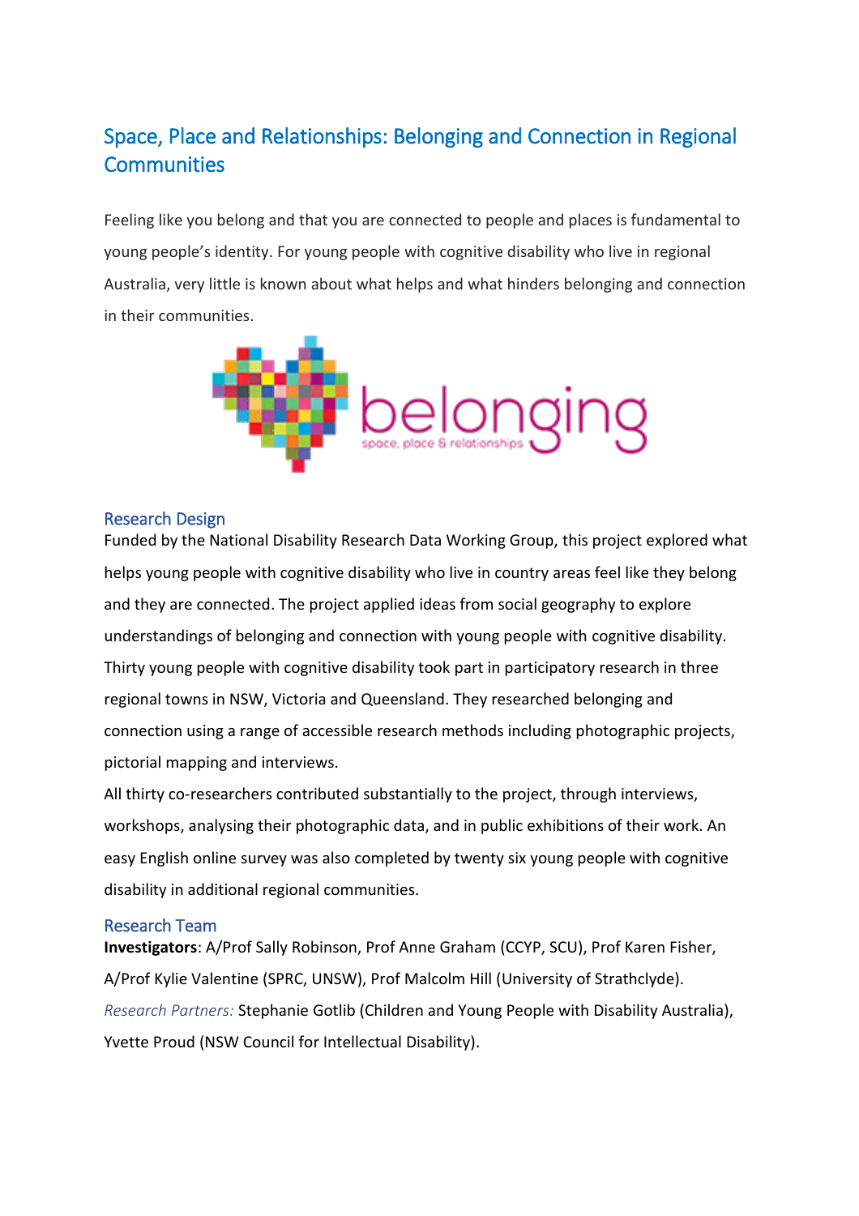# Space, Place and Relationships: Belonging and Connection in Regional Communities

Feeling like you belong and that you are connected to people and places is fundamental to young people's identity. For young people with cognitive disability who live in regional Australia, very little is known about what helps and what hinders belonging and connection in their communities.

## Research Design

Funded by the National Disability Research Data Working Group, this project explored what helps young people with cognitive disability who live in country areas feel like they belong and they are connected. The project applied ideas from social geography to explore understandings of belonging and connection with young people with cognitive disability. Thirty young people with cognitive disability took part in participatory research in three regional towns in NSW, Victoria and Queensland. They researched belonging and connection using a range of accessible research methods including photographic projects, pictorial mapping and interviews.

All thirty co-researchers contributed substantially to the project, through interviews, workshops, analysing their photographic data, and in public exhibitions of their work. An easy English online survey was also completed by twenty six young people with cognitive disability in additional regional communities.

## Research Team

**Investigators**: A/Prof Sally Robinson, Prof Anne Graham (CCYP, SCU), Prof Karen Fisher, A/Prof Kylie Valentine (SPRC, UNSW), Prof Malcolm Hill (University of Strathclyde).

*Research Partners:* Stephanie Gotlib (Children and Young People with Disability Australia), Yvette Proud (NSW Council for Intellectual Disability).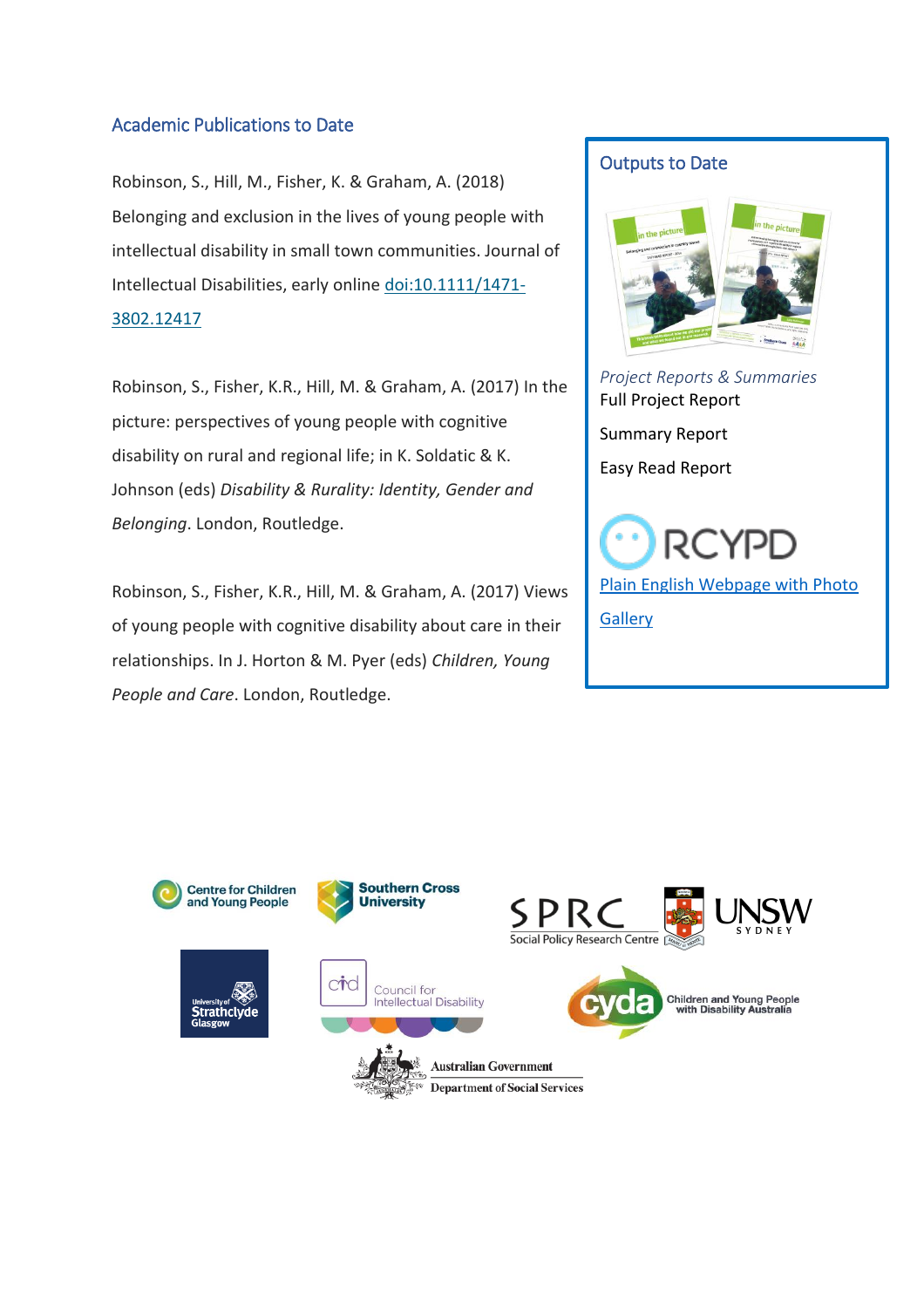## Academic Publications to Date

Robinson, S., Hill, M., Fisher, K. & Graham, A. (2018) Belonging and exclusion in the lives of young people with intellectual disability in small town communities. Journal of Intellectual Disabilities, early online [doi:10.1111/1471-3802.12417]

Robinson, S., Fisher, K.R., Hill, M. & Graham, A. (2017) In the picture: perspectives of young people with cognitive disability on rural and regional life; in K. Soldatic & K. Johnson (eds) *Disability & Rurality: Identity, Gender and Belonging*. London, Routledge.

Robinson, S., Fisher, K.R., Hill, M. & Graham, A. (2017) Views of young people with cognitive disability about care in their relationships. In J. Horton & M. Pyer (eds) *Children, Young People and Care*. London, Routledge.

## Outputs to Date

*Project Reports & Summaries*

Full Project Report

Summary Report

Easy Read Report

RCYPD

[Plain English Webpage with Photo Gallery]

Centre for Children and Young People

Southern Cross University

SPRC Social Policy Research Centre

UNSW SYDNEY

University of Strathclyde Glasgow

Council for Intellectual Disability

cyda Children and Young People with Disability Australia

Australian Government Department of Social Services